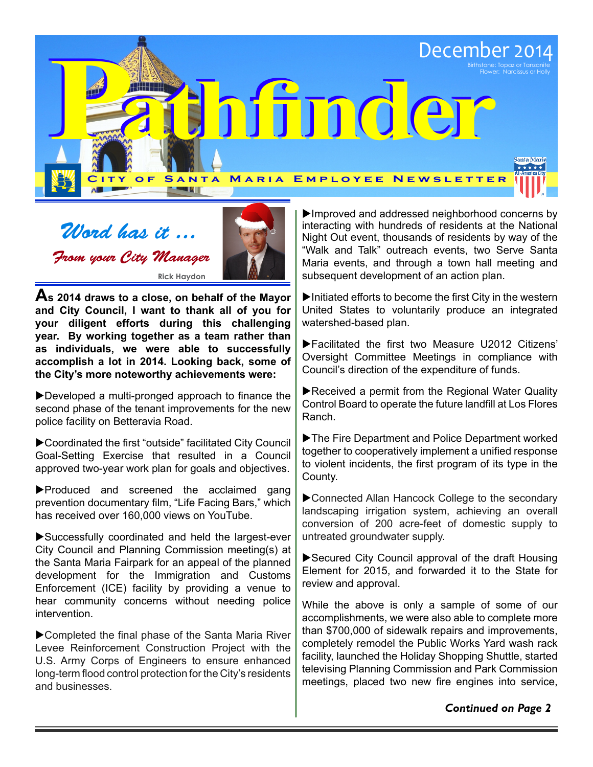# Pathfinder

December 2014

Birthstone: Topaz or Tanzanite
Flower: Narcissus or Holly

CITY OF SANTA MARIA EMPLOYEE NEWSLETTER

## *Word has it ...*

### *From your City Manager*

Rick Haydon

**As 2014 draws to a close, on behalf of the Mayor and City Council, I want to thank all of you for your diligent efforts during this challenging year. By working together as a team rather than as individuals, we were able to successfully accomplish a lot in 2014. Looking back, some of the City's more noteworthy achievements were:**

▶Developed a multi-pronged approach to finance the second phase of the tenant improvements for the new police facility on Betteravia Road.

▶Coordinated the first "outside" facilitated City Council Goal-Setting Exercise that resulted in a Council approved two-year work plan for goals and objectives.

▶Produced and screened the acclaimed gang prevention documentary film, "Life Facing Bars," which has received over 160,000 views on YouTube.

▶Successfully coordinated and held the largest-ever City Council and Planning Commission meeting(s) at the Santa Maria Fairpark for an appeal of the planned development for the Immigration and Customs Enforcement (ICE) facility by providing a venue to hear community concerns without needing police intervention.

▶Completed the final phase of the Santa Maria River Levee Reinforcement Construction Project with the U.S. Army Corps of Engineers to ensure enhanced long-term flood control protection for the City's residents and businesses.

▶Improved and addressed neighborhood concerns by interacting with hundreds of residents at the National Night Out event, thousands of residents by way of the "Walk and Talk" outreach events, two Serve Santa Maria events, and through a town hall meeting and subsequent development of an action plan.

▶Initiated efforts to become the first City in the western United States to voluntarily produce an integrated watershed-based plan.

▶Facilitated the first two Measure U2012 Citizens' Oversight Committee Meetings in compliance with Council's direction of the expenditure of funds.

▶Received a permit from the Regional Water Quality Control Board to operate the future landfill at Los Flores Ranch.

▶The Fire Department and Police Department worked together to cooperatively implement a unified response to violent incidents, the first program of its type in the County.

▶Connected Allan Hancock College to the secondary landscaping irrigation system, achieving an overall conversion of 200 acre-feet of domestic supply to untreated groundwater supply.

▶Secured City Council approval of the draft Housing Element for 2015, and forwarded it to the State for review and approval.

While the above is only a sample of some of our accomplishments, we were also able to complete more than $700,000 of sidewalk repairs and improvements, completely remodel the Public Works Yard wash rack facility, launched the Holiday Shopping Shuttle, started televising Planning Commission and Park Commission meetings, placed two new fire engines into service,

***Continued on Page 2***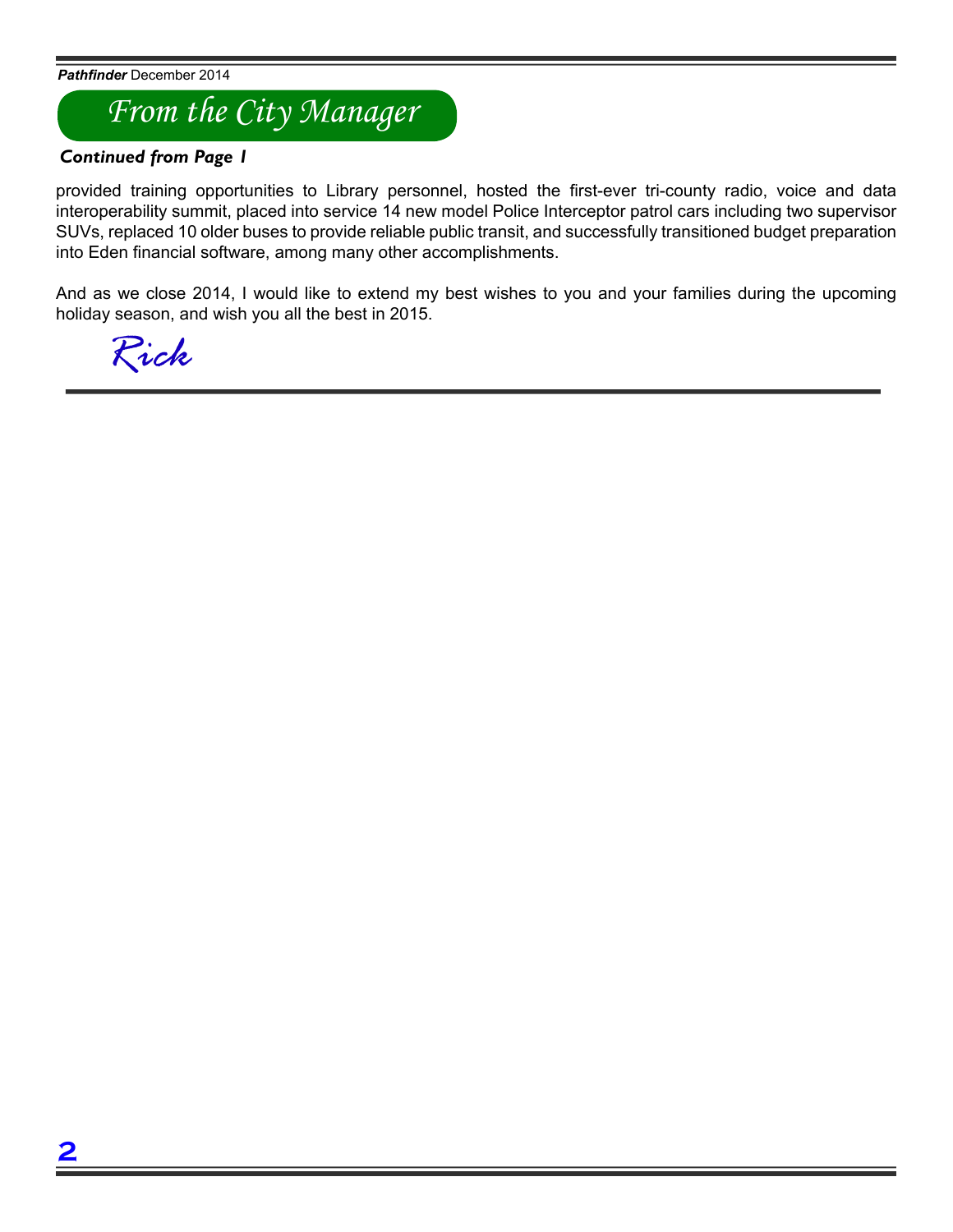## From the City Manager

***Continued from Page 1***

provided training opportunities to Library personnel, hosted the first-ever tri-county radio, voice and data interoperability summit, placed into service 14 new model Police Interceptor patrol cars including two supervisor SUVs, replaced 10 older buses to provide reliable public transit, and successfully transitioned budget preparation into Eden financial software, among many other accomplishments.

And as we close 2014, I would like to extend my best wishes to you and your families during the upcoming holiday season, and wish you all the best in 2015.

*Rick*